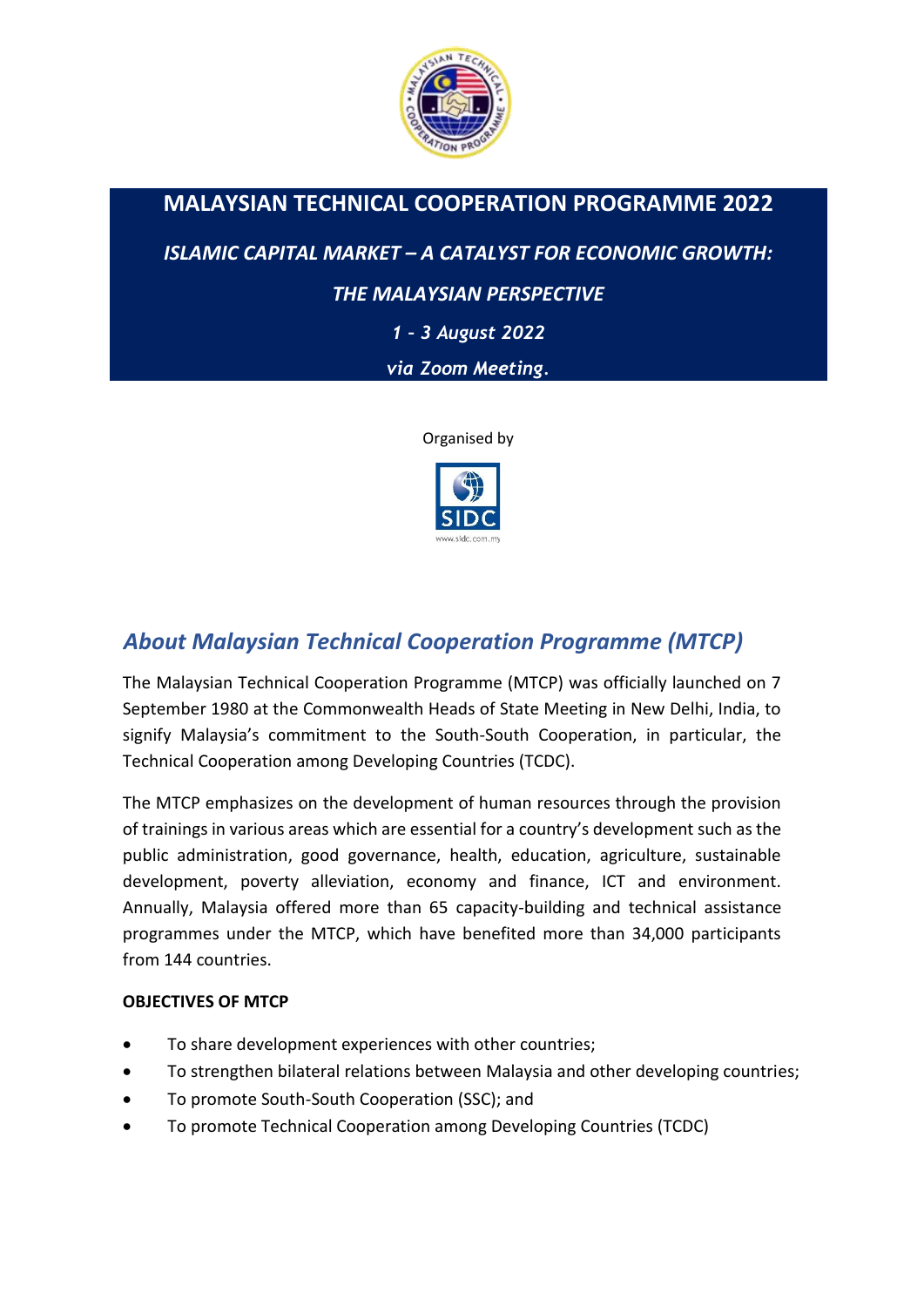# MALAYSIAN TECHNICAL COOPERATION PROGRAMME 2022

***ISLAMIC CAPITAL MARKET – A CATALYST FOR ECONOMIC GROWTH:***

***THE MALAYSIAN PERSPECTIVE***

*1 - 3 August 2022*

*via Zoom Meeting.*

Organised by

SIDC

www.sidc.com.my

## *About Malaysian Technical Cooperation Programme (MTCP)*

The Malaysian Technical Cooperation Programme (MTCP) was officially launched on 7 September 1980 at the Commonwealth Heads of State Meeting in New Delhi, India, to signify Malaysia's commitment to the South-South Cooperation, in particular, the Technical Cooperation among Developing Countries (TCDC).

The MTCP emphasizes on the development of human resources through the provision of trainings in various areas which are essential for a country's development such as the public administration, good governance, health, education, agriculture, sustainable development, poverty alleviation, economy and finance, ICT and environment. Annually, Malaysia offered more than 65 capacity-building and technical assistance programmes under the MTCP, which have benefited more than 34,000 participants from 144 countries.

**OBJECTIVES OF MTCP**

- To share development experiences with other countries;
- To strengthen bilateral relations between Malaysia and other developing countries;
- To promote South-South Cooperation (SSC); and
- To promote Technical Cooperation among Developing Countries (TCDC)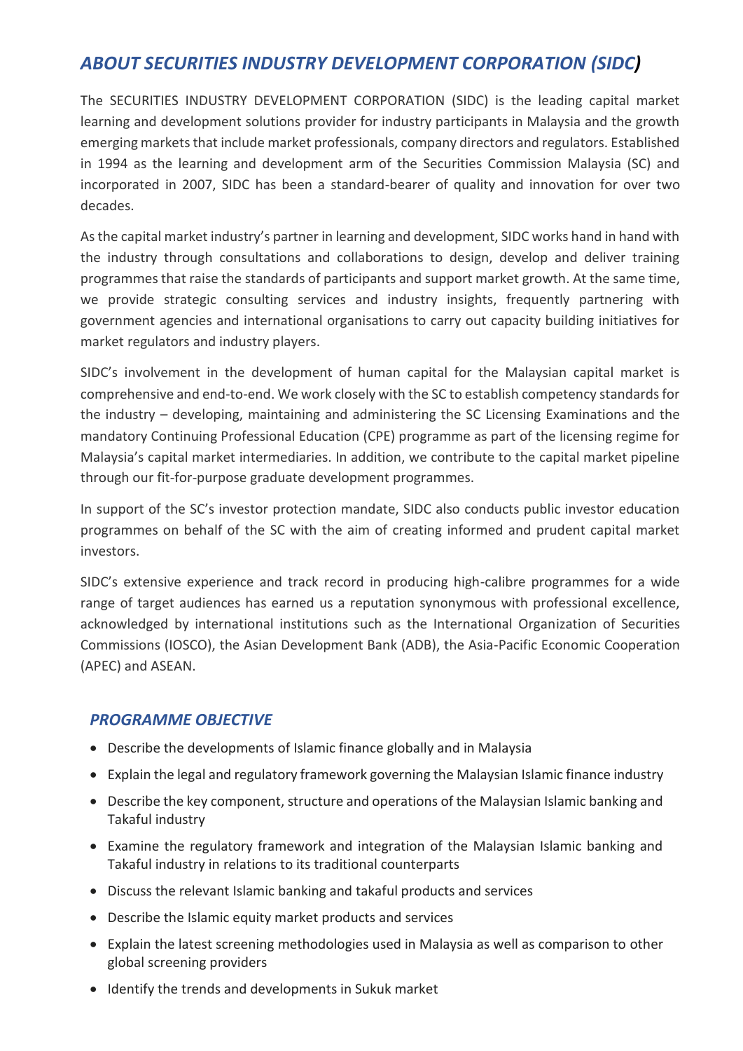## *ABOUT SECURITIES INDUSTRY DEVELOPMENT CORPORATION (SIDC)*

The SECURITIES INDUSTRY DEVELOPMENT CORPORATION (SIDC) is the leading capital market learning and development solutions provider for industry participants in Malaysia and the growth emerging markets that include market professionals, company directors and regulators. Established in 1994 as the learning and development arm of the Securities Commission Malaysia (SC) and incorporated in 2007, SIDC has been a standard-bearer of quality and innovation for over two decades.

As the capital market industry's partner in learning and development, SIDC works hand in hand with the industry through consultations and collaborations to design, develop and deliver training programmes that raise the standards of participants and support market growth. At the same time, we provide strategic consulting services and industry insights, frequently partnering with government agencies and international organisations to carry out capacity building initiatives for market regulators and industry players.

SIDC's involvement in the development of human capital for the Malaysian capital market is comprehensive and end-to-end. We work closely with the SC to establish competency standards for the industry – developing, maintaining and administering the SC Licensing Examinations and the mandatory Continuing Professional Education (CPE) programme as part of the licensing regime for Malaysia's capital market intermediaries. In addition, we contribute to the capital market pipeline through our fit-for-purpose graduate development programmes.

In support of the SC's investor protection mandate, SIDC also conducts public investor education programmes on behalf of the SC with the aim of creating informed and prudent capital market investors.

SIDC's extensive experience and track record in producing high-calibre programmes for a wide range of target audiences has earned us a reputation synonymous with professional excellence, acknowledged by international institutions such as the International Organization of Securities Commissions (IOSCO), the Asian Development Bank (ADB), the Asia-Pacific Economic Cooperation (APEC) and ASEAN.

### *PROGRAMME OBJECTIVE*

- Describe the developments of Islamic finance globally and in Malaysia
- Explain the legal and regulatory framework governing the Malaysian Islamic finance industry
- Describe the key component, structure and operations of the Malaysian Islamic banking and Takaful industry
- Examine the regulatory framework and integration of the Malaysian Islamic banking and Takaful industry in relations to its traditional counterparts
- Discuss the relevant Islamic banking and takaful products and services
- Describe the Islamic equity market products and services
- Explain the latest screening methodologies used in Malaysia as well as comparison to other global screening providers
- Identify the trends and developments in Sukuk market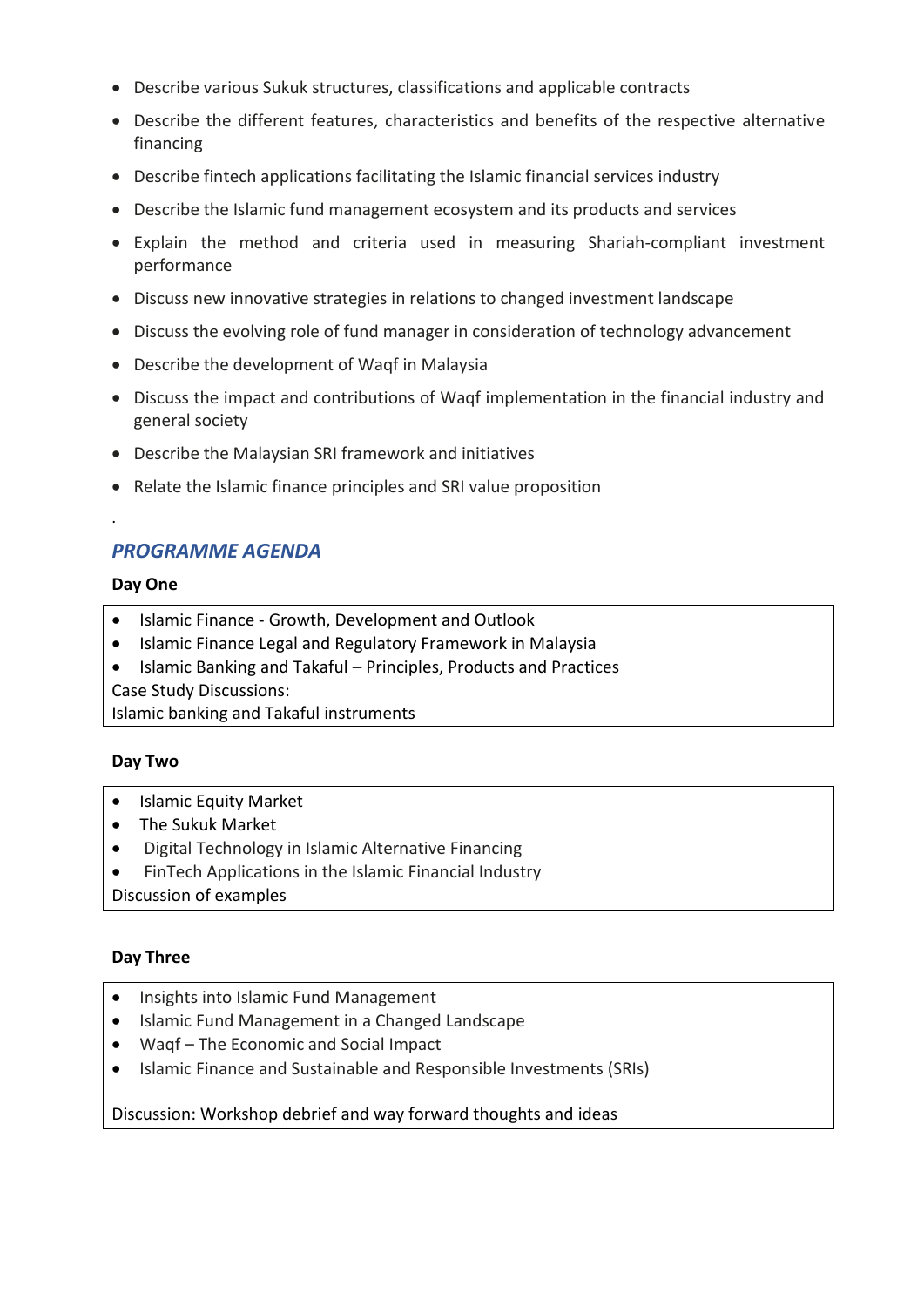- Describe various Sukuk structures, classifications and applicable contracts
- Describe the different features, characteristics and benefits of the respective alternative financing
- Describe fintech applications facilitating the Islamic financial services industry
- Describe the Islamic fund management ecosystem and its products and services
- Explain the method and criteria used in measuring Shariah-compliant investment performance
- Discuss new innovative strategies in relations to changed investment landscape
- Discuss the evolving role of fund manager in consideration of technology advancement
- Describe the development of Waqf in Malaysia
- Discuss the impact and contributions of Waqf implementation in the financial industry and general society
- Describe the Malaysian SRI framework and initiatives
- Relate the Islamic finance principles and SRI value proposition

.

## *PROGRAMME AGENDA*

**Day One**

- Islamic Finance - Growth, Development and Outlook
- Islamic Finance Legal and Regulatory Framework in Malaysia
- Islamic Banking and Takaful – Principles, Products and Practices

Case Study Discussions:
Islamic banking and Takaful instruments

**Day Two**

- Islamic Equity Market
- The Sukuk Market
- Digital Technology in Islamic Alternative Financing
- FinTech Applications in the Islamic Financial Industry

Discussion of examples

**Day Three**

- Insights into Islamic Fund Management
- Islamic Fund Management in a Changed Landscape
- Waqf – The Economic and Social Impact
- Islamic Finance and Sustainable and Responsible Investments (SRIs)

Discussion: Workshop debrief and way forward thoughts and ideas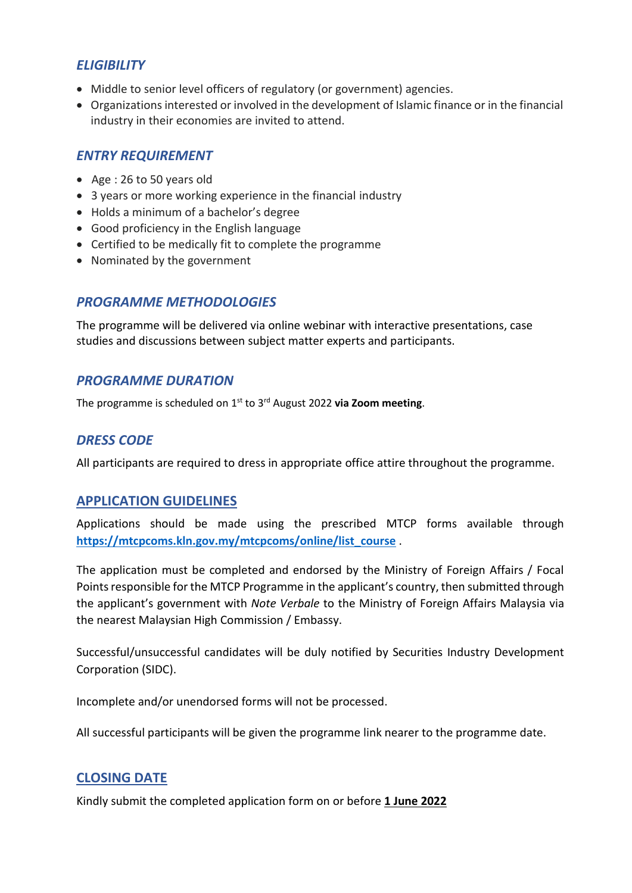## *ELIGIBILITY*

- Middle to senior level officers of regulatory (or government) agencies.
- Organizations interested or involved in the development of Islamic finance or in the financial industry in their economies are invited to attend.

## *ENTRY REQUIREMENT*

- Age : 26 to 50 years old
- 3 years or more working experience in the financial industry
- Holds a minimum of a bachelor's degree
- Good proficiency in the English language
- Certified to be medically fit to complete the programme
- Nominated by the government

## *PROGRAMME METHODOLOGIES*

The programme will be delivered via online webinar with interactive presentations, case studies and discussions between subject matter experts and participants.

## *PROGRAMME DURATION*

The programme is scheduled on 1st to 3rd August 2022 **via Zoom meeting**.

## *DRESS CODE*

All participants are required to dress in appropriate office attire throughout the programme.

## APPLICATION GUIDELINES

Applications should be made using the prescribed MTCP forms available through **https://mtcpcoms.kln.gov.my/mtcpcoms/online/list_course** .

The application must be completed and endorsed by the Ministry of Foreign Affairs / Focal Points responsible for the MTCP Programme in the applicant's country, then submitted through the applicant's government with *Note Verbale* to the Ministry of Foreign Affairs Malaysia via the nearest Malaysian High Commission / Embassy.

Successful/unsuccessful candidates will be duly notified by Securities Industry Development Corporation (SIDC).

Incomplete and/or unendorsed forms will not be processed.

All successful participants will be given the programme link nearer to the programme date.

## CLOSING DATE

Kindly submit the completed application form on or before **1 June 2022**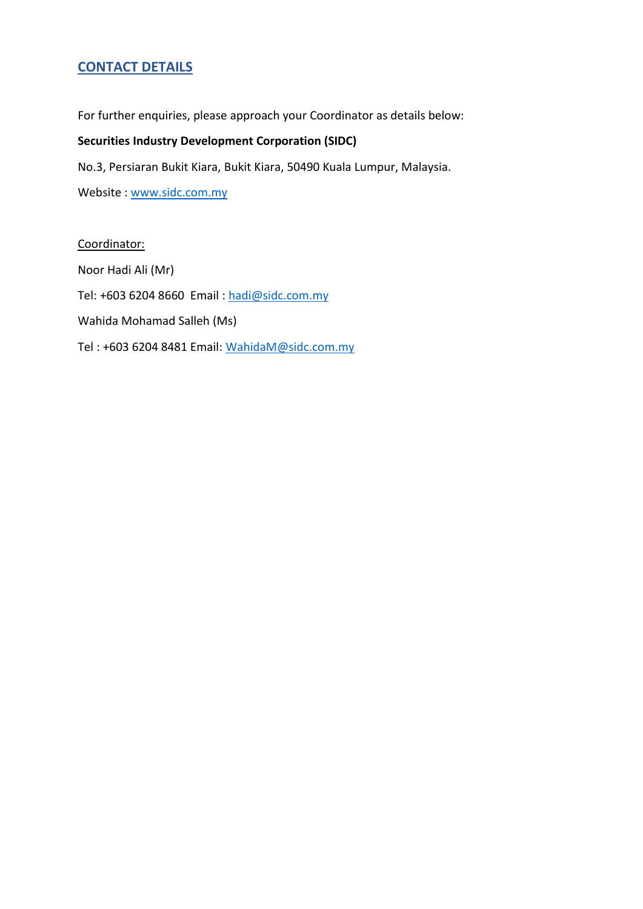## CONTACT DETAILS

For further enquiries, please approach your Coordinator as details below:

**Securities Industry Development Corporation (SIDC)**

No.3, Persiaran Bukit Kiara, Bukit Kiara, 50490 Kuala Lumpur, Malaysia.

Website : www.sidc.com.my

Coordinator:

Noor Hadi Ali (Mr)

Tel: +603 6204 8660 Email : hadi@sidc.com.my

Wahida Mohamad Salleh (Ms)

Tel : +603 6204 8481 Email: WahidaM@sidc.com.my